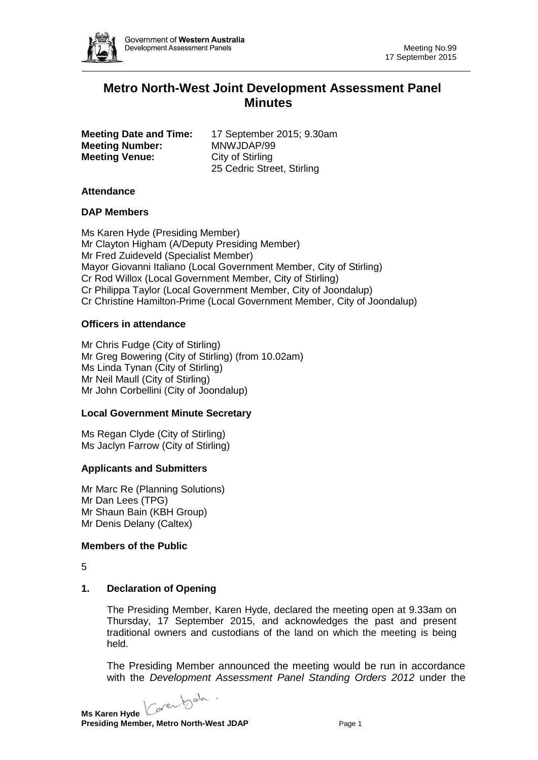# Metro North-West Joint Development Assessment Panel Minutes

**Meeting Date and Time:** 17 September 2015; 9.30am
**Meeting Number:** MNWJDAP/99
**Meeting Venue:** City of Stirling
25 Cedric Street, Stirling

### Attendance

### DAP Members

Ms Karen Hyde (Presiding Member)
Mr Clayton Higham (A/Deputy Presiding Member)
Mr Fred Zuideveld (Specialist Member)
Mayor Giovanni Italiano (Local Government Member, City of Stirling)
Cr Rod Willox (Local Government Member, City of Stirling)
Cr Philippa Taylor (Local Government Member, City of Joondalup)
Cr Christine Hamilton-Prime (Local Government Member, City of Joondalup)

### Officers in attendance

Mr Chris Fudge (City of Stirling)
Mr Greg Bowering (City of Stirling) (from 10.02am)
Ms Linda Tynan (City of Stirling)
Mr Neil Maull (City of Stirling)
Mr John Corbellini (City of Joondalup)

### Local Government Minute Secretary

Ms Regan Clyde (City of Stirling)
Ms Jaclyn Farrow (City of Stirling)

### Applicants and Submitters

Mr Marc Re (Planning Solutions)
Mr Dan Lees (TPG)
Mr Shaun Bain (KBH Group)
Mr Denis Delany (Caltex)

### Members of the Public

5

### 1. Declaration of Opening

The Presiding Member, Karen Hyde, declared the meeting open at 9.33am on Thursday, 17 September 2015, and acknowledges the past and present traditional owners and custodians of the land on which the meeting is being held.

The Presiding Member announced the meeting would be run in accordance with the *Development Assessment Panel Standing Orders 2012* under the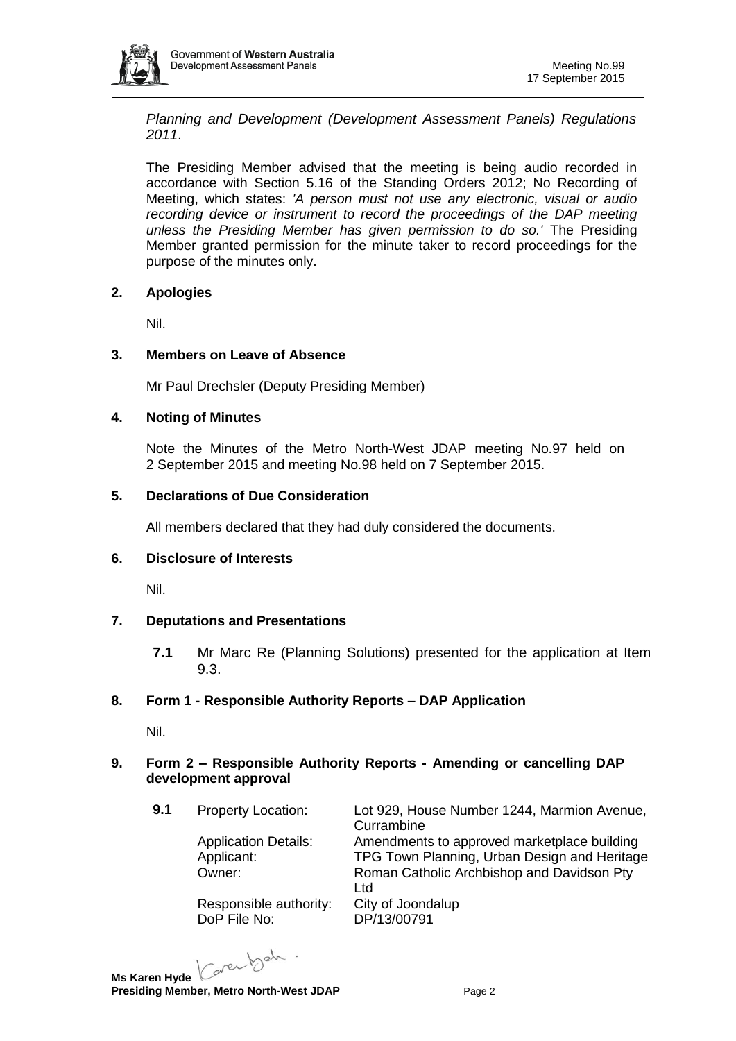*Planning and Development (Development Assessment Panels) Regulations 2011*.

The Presiding Member advised that the meeting is being audio recorded in accordance with Section 5.16 of the Standing Orders 2012; No Recording of Meeting, which states: *'A person must not use any electronic, visual or audio recording device or instrument to record the proceedings of the DAP meeting unless the Presiding Member has given permission to do so.'* The Presiding Member granted permission for the minute taker to record proceedings for the purpose of the minutes only.

## 2. Apologies

Nil.

## 3. Members on Leave of Absence

Mr Paul Drechsler (Deputy Presiding Member)

## 4. Noting of Minutes

Note the Minutes of the Metro North-West JDAP meeting No.97 held on 2 September 2015 and meeting No.98 held on 7 September 2015.

## 5. Declarations of Due Consideration

All members declared that they had duly considered the documents.

## 6. Disclosure of Interests

Nil.

## 7. Deputations and Presentations

**7.1** Mr Marc Re (Planning Solutions) presented for the application at Item 9.3.

## 8. Form 1 - Responsible Authority Reports – DAP Application

Nil.

## 9. Form 2 – Responsible Authority Reports - Amending or cancelling DAP development approval

**9.1**

| | |
|---|---|
| Property Location: | Lot 929, House Number 1244, Marmion Avenue, Currambine |
| Application Details: | Amendments to approved marketplace building |
| Applicant: | TPG Town Planning, Urban Design and Heritage |
| Owner: | Roman Catholic Archbishop and Davidson Pty Ltd |
| Responsible authority: | City of Joondalup |
| DoP File No: | DP/13/00791 |

**Ms Karen Hyde**
**Presiding Member, Metro North-West JDAP**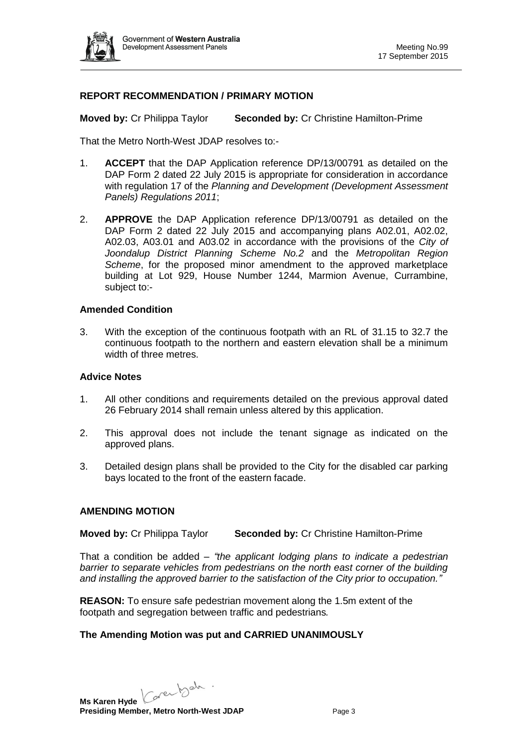## REPORT RECOMMENDATION / PRIMARY MOTION

**Moved by:** Cr Philippa Taylor  **Seconded by:** Cr Christine Hamilton-Prime

That the Metro North-West JDAP resolves to:-

1. **ACCEPT** that the DAP Application reference DP/13/00791 as detailed on the DAP Form 2 dated 22 July 2015 is appropriate for consideration in accordance with regulation 17 of the *Planning and Development (Development Assessment Panels) Regulations 2011*;

2. **APPROVE** the DAP Application reference DP/13/00791 as detailed on the DAP Form 2 dated 22 July 2015 and accompanying plans A02.01, A02.02, A02.03, A03.01 and A03.02 in accordance with the provisions of the *City of Joondalup District Planning Scheme No.2* and the *Metropolitan Region Scheme*, for the proposed minor amendment to the approved marketplace building at Lot 929, House Number 1244, Marmion Avenue, Currambine, subject to:-

### Amended Condition

3. With the exception of the continuous footpath with an RL of 31.15 to 32.7 the continuous footpath to the northern and eastern elevation shall be a minimum width of three metres.

### Advice Notes

1. All other conditions and requirements detailed on the previous approval dated 26 February 2014 shall remain unless altered by this application.
2. This approval does not include the tenant signage as indicated on the approved plans.
3. Detailed design plans shall be provided to the City for the disabled car parking bays located to the front of the eastern facade.

## AMENDING MOTION

**Moved by:** Cr Philippa Taylor  **Seconded by:** Cr Christine Hamilton-Prime

That a condition be added – *"the applicant lodging plans to indicate a pedestrian barrier to separate vehicles from pedestrians on the north east corner of the building and installing the approved barrier to the satisfaction of the City prior to occupation."*

**REASON:** To ensure safe pedestrian movement along the 1.5m extent of the footpath and segregation between traffic and pedestrians.

**The Amending Motion was put and CARRIED UNANIMOUSLY**

**Ms Karen Hyde**
**Presiding Member, Metro North-West JDAP**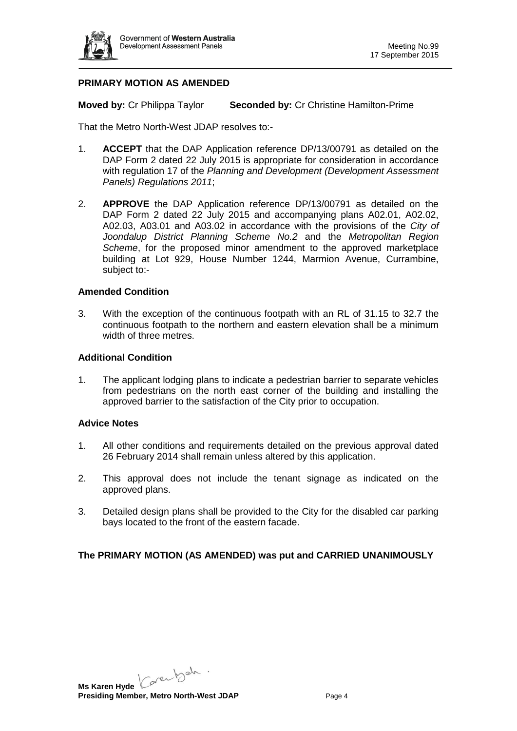**PRIMARY MOTION AS AMENDED**

**Moved by:** Cr Philippa Taylor **Seconded by:** Cr Christine Hamilton-Prime

That the Metro North-West JDAP resolves to:-

1. **ACCEPT** that the DAP Application reference DP/13/00791 as detailed on the DAP Form 2 dated 22 July 2015 is appropriate for consideration in accordance with regulation 17 of the *Planning and Development (Development Assessment Panels) Regulations 2011*;

2. **APPROVE** the DAP Application reference DP/13/00791 as detailed on the DAP Form 2 dated 22 July 2015 and accompanying plans A02.01, A02.02, A02.03, A03.01 and A03.02 in accordance with the provisions of the *City of Joondalup District Planning Scheme No.2* and the *Metropolitan Region Scheme*, for the proposed minor amendment to the approved marketplace building at Lot 929, House Number 1244, Marmion Avenue, Currambine, subject to:-

**Amended Condition**

3. With the exception of the continuous footpath with an RL of 31.15 to 32.7 the continuous footpath to the northern and eastern elevation shall be a minimum width of three metres.

**Additional Condition**

1. The applicant lodging plans to indicate a pedestrian barrier to separate vehicles from pedestrians on the north east corner of the building and installing the approved barrier to the satisfaction of the City prior to occupation.

**Advice Notes**

1. All other conditions and requirements detailed on the previous approval dated 26 February 2014 shall remain unless altered by this application.

2. This approval does not include the tenant signage as indicated on the approved plans.

3. Detailed design plans shall be provided to the City for the disabled car parking bays located to the front of the eastern facade.

**The PRIMARY MOTION (AS AMENDED) was put and CARRIED UNANIMOUSLY**

**Ms Karen Hyde**
**Presiding Member, Metro North-West JDAP**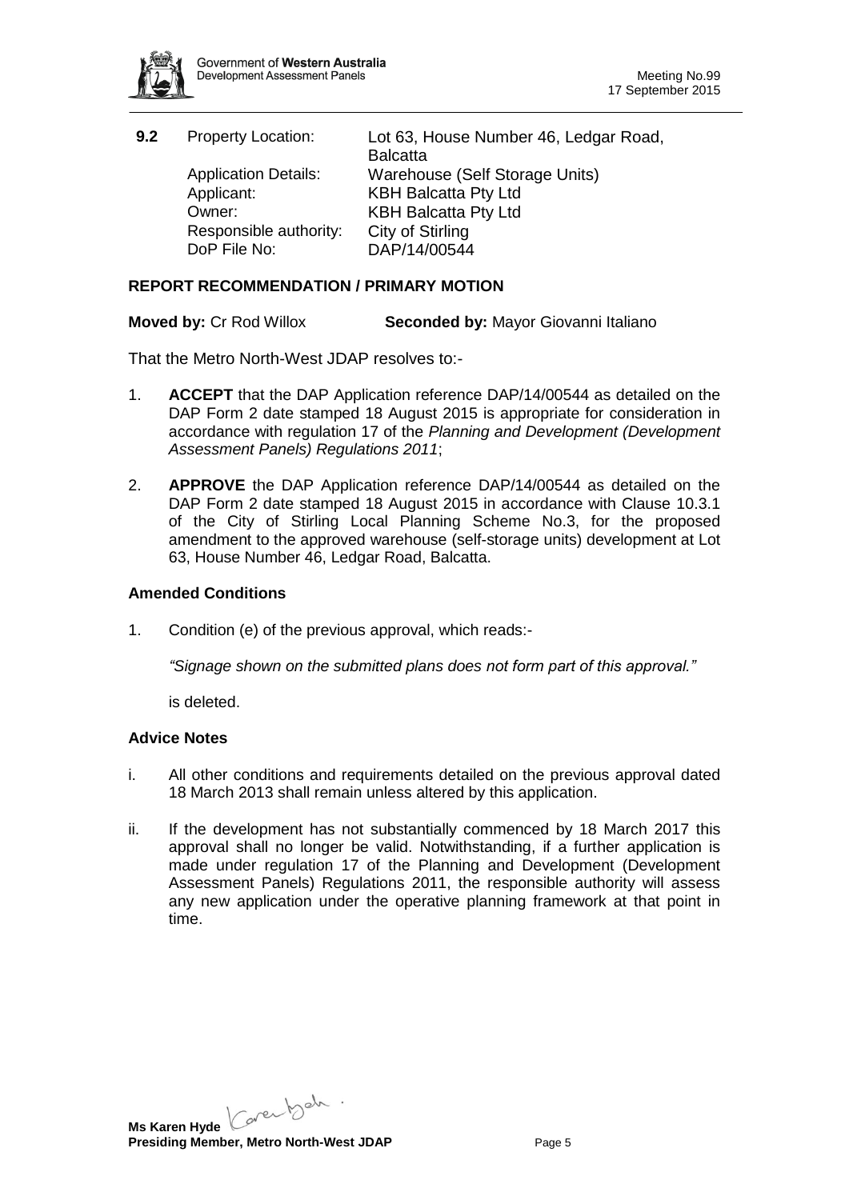**9.2** Property Location: Lot 63, House Number 46, Ledgar Road, Balcatta
Application Details: Warehouse (Self Storage Units)
Applicant: KBH Balcatta Pty Ltd
Owner: KBH Balcatta Pty Ltd
Responsible authority: City of Stirling
DoP File No: DAP/14/00544

**REPORT RECOMMENDATION / PRIMARY MOTION**

**Moved by:** Cr Rod Willox **Seconded by:** Mayor Giovanni Italiano

That the Metro North-West JDAP resolves to:-

1. **ACCEPT** that the DAP Application reference DAP/14/00544 as detailed on the DAP Form 2 date stamped 18 August 2015 is appropriate for consideration in accordance with regulation 17 of the *Planning and Development (Development Assessment Panels) Regulations 2011*;

2. **APPROVE** the DAP Application reference DAP/14/00544 as detailed on the DAP Form 2 date stamped 18 August 2015 in accordance with Clause 10.3.1 of the City of Stirling Local Planning Scheme No.3, for the proposed amendment to the approved warehouse (self-storage units) development at Lot 63, House Number 46, Ledgar Road, Balcatta.

**Amended Conditions**

1. Condition (e) of the previous approval, which reads:-

   *"Signage shown on the submitted plans does not form part of this approval."*

   is deleted.

**Advice Notes**

i. All other conditions and requirements detailed on the previous approval dated 18 March 2013 shall remain unless altered by this application.

ii. If the development has not substantially commenced by 18 March 2017 this approval shall no longer be valid. Notwithstanding, if a further application is made under regulation 17 of the Planning and Development (Development Assessment Panels) Regulations 2011, the responsible authority will assess any new application under the operative planning framework at that point in time.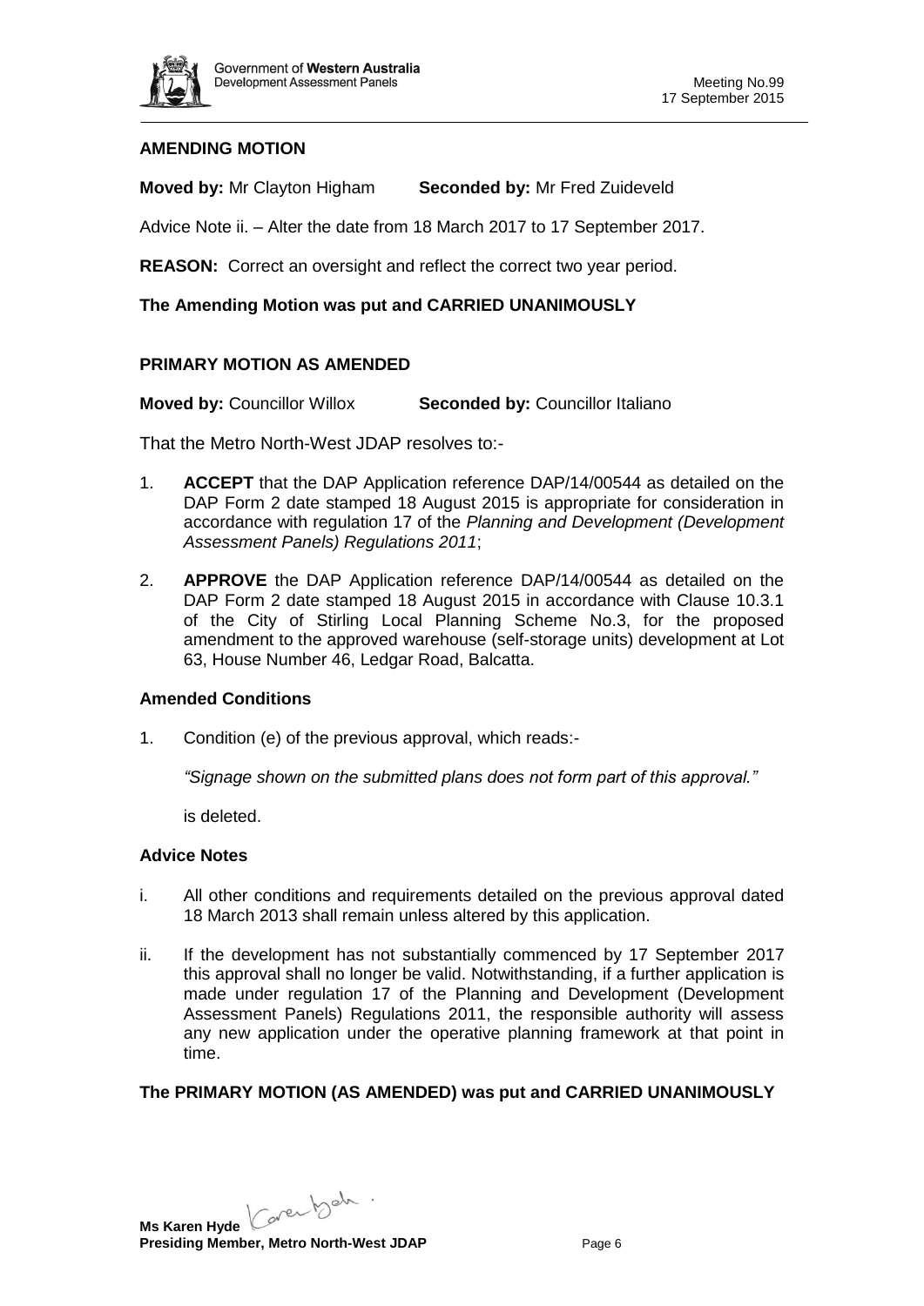**AMENDING MOTION**

**Moved by:** Mr Clayton Higham **Seconded by:** Mr Fred Zuideveld

Advice Note ii. – Alter the date from 18 March 2017 to 17 September 2017.

**REASON:** Correct an oversight and reflect the correct two year period.

**The Amending Motion was put and CARRIED UNANIMOUSLY**

**PRIMARY MOTION AS AMENDED**

**Moved by:** Councillor Willox **Seconded by:** Councillor Italiano

That the Metro North-West JDAP resolves to:-

1. **ACCEPT** that the DAP Application reference DAP/14/00544 as detailed on the DAP Form 2 date stamped 18 August 2015 is appropriate for consideration in accordance with regulation 17 of the *Planning and Development (Development Assessment Panels) Regulations 2011*;

2. **APPROVE** the DAP Application reference DAP/14/00544 as detailed on the DAP Form 2 date stamped 18 August 2015 in accordance with Clause 10.3.1 of the City of Stirling Local Planning Scheme No.3, for the proposed amendment to the approved warehouse (self-storage units) development at Lot 63, House Number 46, Ledgar Road, Balcatta.

**Amended Conditions**

1. Condition (e) of the previous approval, which reads:-

   *"Signage shown on the submitted plans does not form part of this approval."*

   is deleted.

**Advice Notes**

i. All other conditions and requirements detailed on the previous approval dated 18 March 2013 shall remain unless altered by this application.

ii. If the development has not substantially commenced by 17 September 2017 this approval shall no longer be valid. Notwithstanding, if a further application is made under regulation 17 of the Planning and Development (Development Assessment Panels) Regulations 2011, the responsible authority will assess any new application under the operative planning framework at that point in time.

**The PRIMARY MOTION (AS AMENDED) was put and CARRIED UNANIMOUSLY**

**Ms Karen Hyde**
**Presiding Member, Metro North-West JDAP**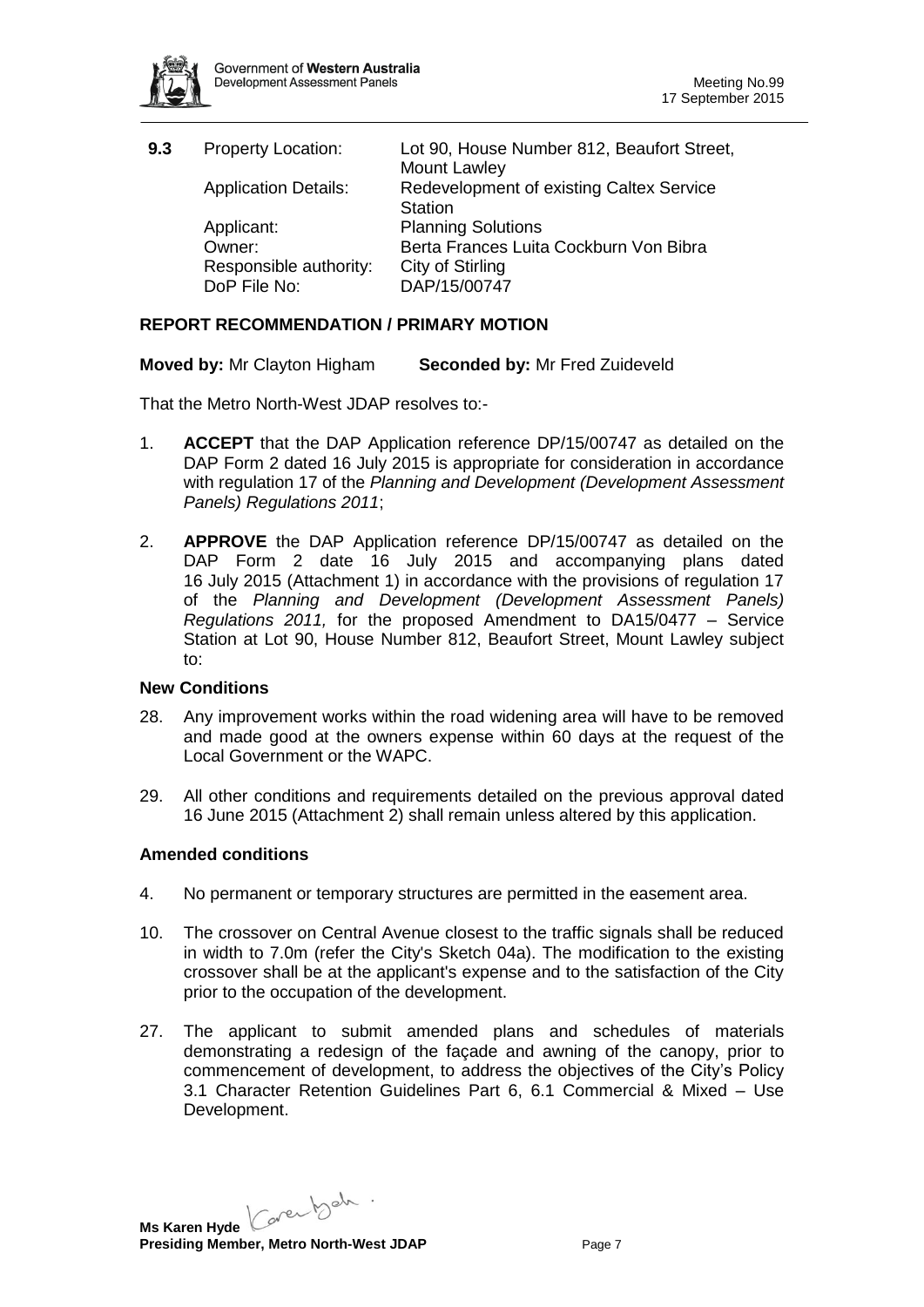**9.3** Property Location: Lot 90, House Number 812, Beaufort Street, Mount Lawley

Application Details: Redevelopment of existing Caltex Service Station

Applicant: Planning Solutions

Owner: Berta Frances Luita Cockburn Von Bibra

Responsible authority: City of Stirling

DoP File No: DAP/15/00747

**REPORT RECOMMENDATION / PRIMARY MOTION**

**Moved by:** Mr Clayton Higham **Seconded by:** Mr Fred Zuideveld

That the Metro North-West JDAP resolves to:-

1. **ACCEPT** that the DAP Application reference DP/15/00747 as detailed on the DAP Form 2 dated 16 July 2015 is appropriate for consideration in accordance with regulation 17 of the *Planning and Development (Development Assessment Panels) Regulations 2011*;

2. **APPROVE** the DAP Application reference DP/15/00747 as detailed on the DAP Form 2 date 16 July 2015 and accompanying plans dated 16 July 2015 (Attachment 1) in accordance with the provisions of regulation 17 of the *Planning and Development (Development Assessment Panels) Regulations 2011,* for the proposed Amendment to DA15/0477 – Service Station at Lot 90, House Number 812, Beaufort Street, Mount Lawley subject to:

**New Conditions**

28. Any improvement works within the road widening area will have to be removed and made good at the owners expense within 60 days at the request of the Local Government or the WAPC.

29. All other conditions and requirements detailed on the previous approval dated 16 June 2015 (Attachment 2) shall remain unless altered by this application.

**Amended conditions**

4. No permanent or temporary structures are permitted in the easement area.

10. The crossover on Central Avenue closest to the traffic signals shall be reduced in width to 7.0m (refer the City's Sketch 04a). The modification to the existing crossover shall be at the applicant's expense and to the satisfaction of the City prior to the occupation of the development.

27. The applicant to submit amended plans and schedules of materials demonstrating a redesign of the façade and awning of the canopy, prior to commencement of development, to address the objectives of the City's Policy 3.1 Character Retention Guidelines Part 6, 6.1 Commercial & Mixed – Use Development.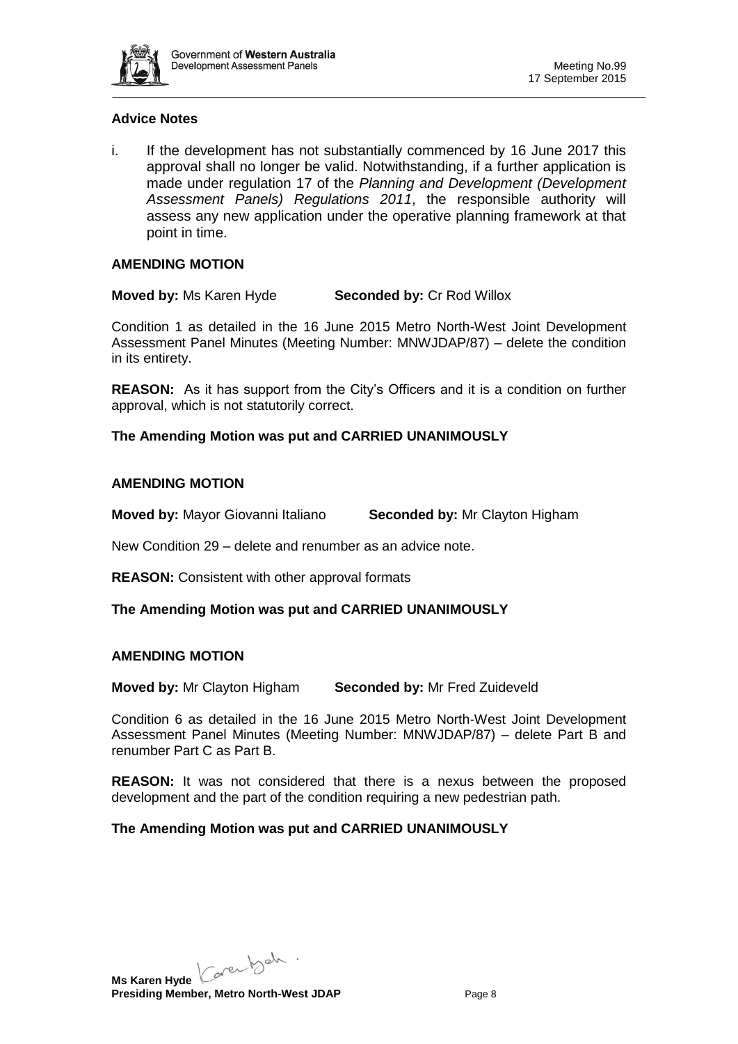**Advice Notes**

i. If the development has not substantially commenced by 16 June 2017 this approval shall no longer be valid. Notwithstanding, if a further application is made under regulation 17 of the *Planning and Development (Development Assessment Panels) Regulations 2011*, the responsible authority will assess any new application under the operative planning framework at that point in time.

**AMENDING MOTION**

**Moved by:** Ms Karen Hyde **Seconded by:** Cr Rod Willox

Condition 1 as detailed in the 16 June 2015 Metro North-West Joint Development Assessment Panel Minutes (Meeting Number: MNWJDAP/87) – delete the condition in its entirety.

**REASON:** As it has support from the City's Officers and it is a condition on further approval, which is not statutorily correct.

**The Amending Motion was put and CARRIED UNANIMOUSLY**

**AMENDING MOTION**

**Moved by:** Mayor Giovanni Italiano **Seconded by:** Mr Clayton Higham

New Condition 29 – delete and renumber as an advice note.

**REASON:** Consistent with other approval formats

**The Amending Motion was put and CARRIED UNANIMOUSLY**

**AMENDING MOTION**

**Moved by:** Mr Clayton Higham **Seconded by:** Mr Fred Zuideveld

Condition 6 as detailed in the 16 June 2015 Metro North-West Joint Development Assessment Panel Minutes (Meeting Number: MNWJDAP/87) – delete Part B and renumber Part C as Part B.

**REASON:** It was not considered that there is a nexus between the proposed development and the part of the condition requiring a new pedestrian path.

**The Amending Motion was put and CARRIED UNANIMOUSLY**

**Ms Karen Hyde**
**Presiding Member, Metro North-West JDAP**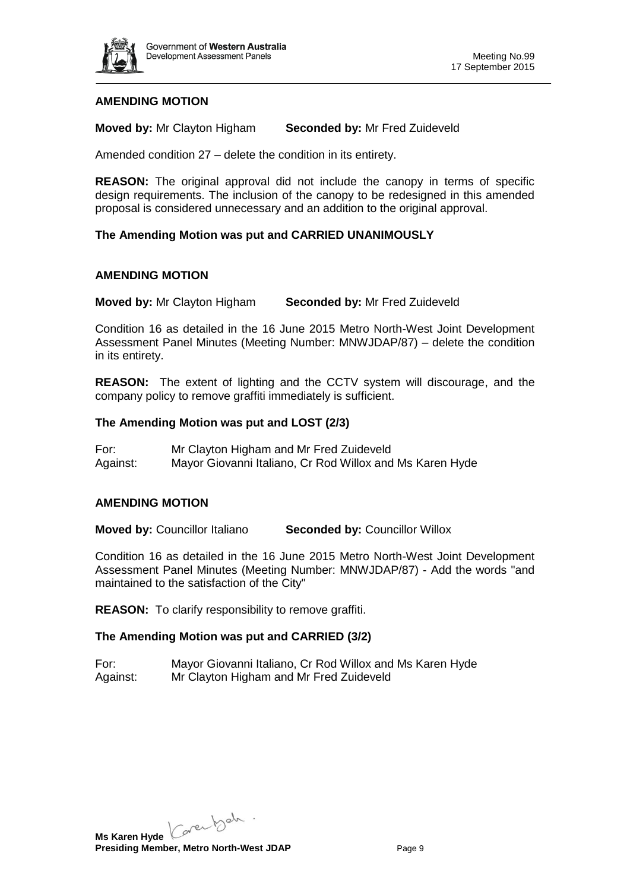**AMENDING MOTION**

**Moved by:** Mr Clayton Higham **Seconded by:** Mr Fred Zuideveld

Amended condition 27 – delete the condition in its entirety.

**REASON:** The original approval did not include the canopy in terms of specific design requirements. The inclusion of the canopy to be redesigned in this amended proposal is considered unnecessary and an addition to the original approval.

**The Amending Motion was put and CARRIED UNANIMOUSLY**

**AMENDING MOTION**

**Moved by:** Mr Clayton Higham **Seconded by:** Mr Fred Zuideveld

Condition 16 as detailed in the 16 June 2015 Metro North-West Joint Development Assessment Panel Minutes (Meeting Number: MNWJDAP/87) – delete the condition in its entirety.

**REASON:** The extent of lighting and the CCTV system will discourage, and the company policy to remove graffiti immediately is sufficient.

**The Amending Motion was put and LOST (2/3)**

For: Mr Clayton Higham and Mr Fred Zuideveld
Against: Mayor Giovanni Italiano, Cr Rod Willox and Ms Karen Hyde

**AMENDING MOTION**

**Moved by:** Councillor Italiano **Seconded by:** Councillor Willox

Condition 16 as detailed in the 16 June 2015 Metro North-West Joint Development Assessment Panel Minutes (Meeting Number: MNWJDAP/87) - Add the words "and maintained to the satisfaction of the City"

**REASON:** To clarify responsibility to remove graffiti.

**The Amending Motion was put and CARRIED (3/2)**

For: Mayor Giovanni Italiano, Cr Rod Willox and Ms Karen Hyde
Against: Mr Clayton Higham and Mr Fred Zuideveld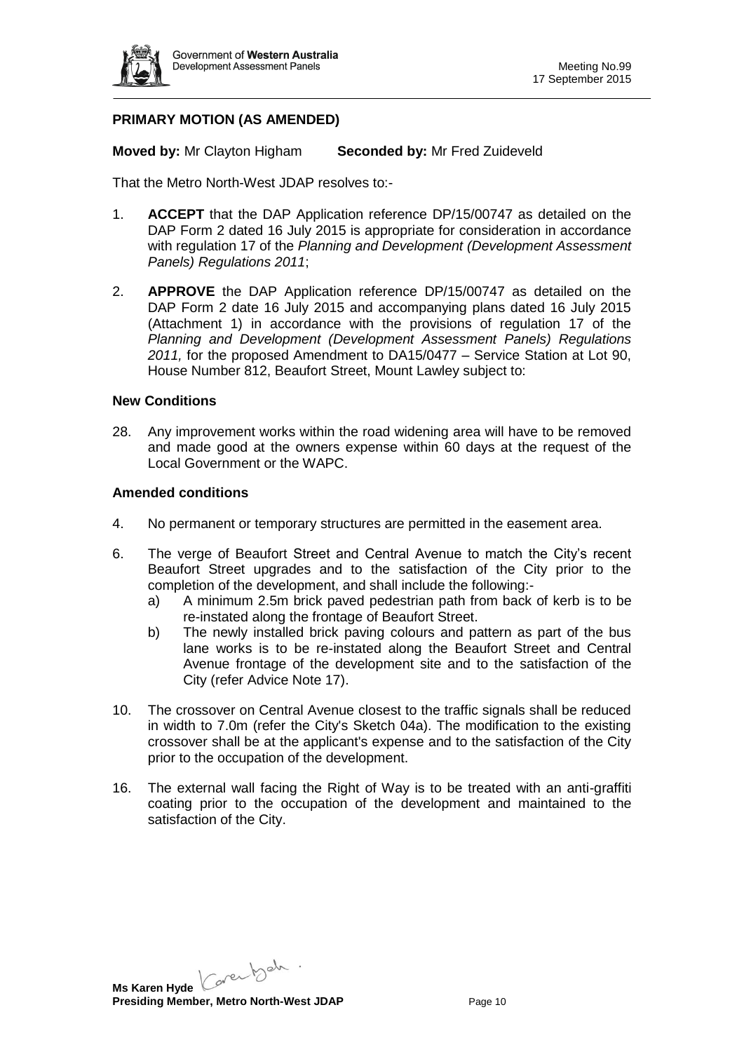**PRIMARY MOTION (AS AMENDED)**

**Moved by:** Mr Clayton Higham **Seconded by:** Mr Fred Zuideveld

That the Metro North-West JDAP resolves to:-

1. **ACCEPT** that the DAP Application reference DP/15/00747 as detailed on the DAP Form 2 dated 16 July 2015 is appropriate for consideration in accordance with regulation 17 of the *Planning and Development (Development Assessment Panels) Regulations 2011*;

2. **APPROVE** the DAP Application reference DP/15/00747 as detailed on the DAP Form 2 date 16 July 2015 and accompanying plans dated 16 July 2015 (Attachment 1) in accordance with the provisions of regulation 17 of the *Planning and Development (Development Assessment Panels) Regulations 2011,* for the proposed Amendment to DA15/0477 – Service Station at Lot 90, House Number 812, Beaufort Street, Mount Lawley subject to:

**New Conditions**

28. Any improvement works within the road widening area will have to be removed and made good at the owners expense within 60 days at the request of the Local Government or the WAPC.

**Amended conditions**

4. No permanent or temporary structures are permitted in the easement area.

6. The verge of Beaufort Street and Central Avenue to match the City's recent Beaufort Street upgrades and to the satisfaction of the City prior to the completion of the development, and shall include the following:-
   a) A minimum 2.5m brick paved pedestrian path from back of kerb is to be re-instated along the frontage of Beaufort Street.
   b) The newly installed brick paving colours and pattern as part of the bus lane works is to be re-instated along the Beaufort Street and Central Avenue frontage of the development site and to the satisfaction of the City (refer Advice Note 17).

10. The crossover on Central Avenue closest to the traffic signals shall be reduced in width to 7.0m (refer the City's Sketch 04a). The modification to the existing crossover shall be at the applicant's expense and to the satisfaction of the City prior to the occupation of the development.

16. The external wall facing the Right of Way is to be treated with an anti-graffiti coating prior to the occupation of the development and maintained to the satisfaction of the City.

**Ms Karen Hyde**
**Presiding Member, Metro North-West JDAP**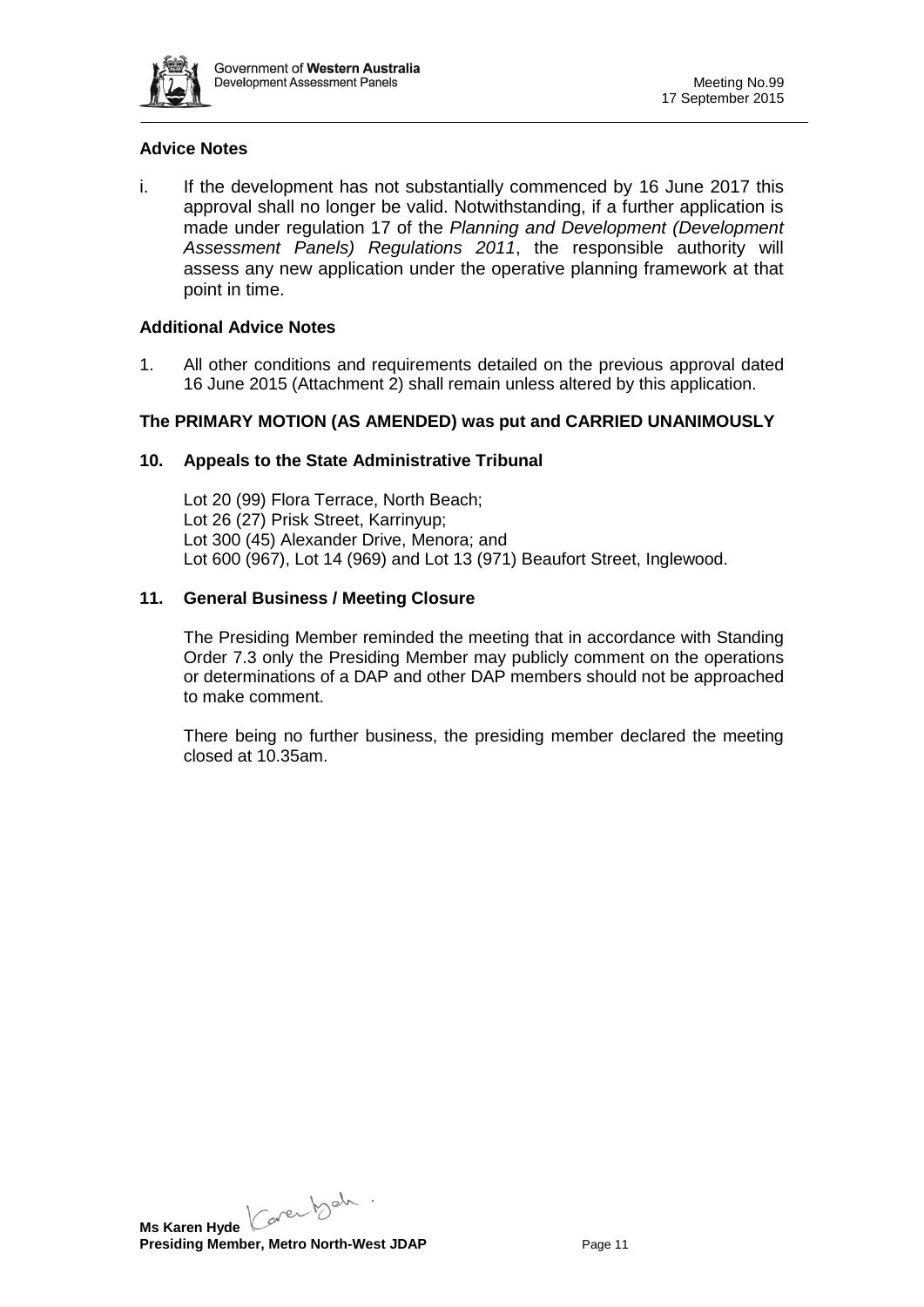**Advice Notes**

i. If the development has not substantially commenced by 16 June 2017 this approval shall no longer be valid. Notwithstanding, if a further application is made under regulation 17 of the *Planning and Development (Development Assessment Panels) Regulations 2011*, the responsible authority will assess any new application under the operative planning framework at that point in time.

**Additional Advice Notes**

1. All other conditions and requirements detailed on the previous approval dated 16 June 2015 (Attachment 2) shall remain unless altered by this application.

**The PRIMARY MOTION (AS AMENDED) was put and CARRIED UNANIMOUSLY**

**10. Appeals to the State Administrative Tribunal**

Lot 20 (99) Flora Terrace, North Beach;
Lot 26 (27) Prisk Street, Karrinyup;
Lot 300 (45) Alexander Drive, Menora; and
Lot 600 (967), Lot 14 (969) and Lot 13 (971) Beaufort Street, Inglewood.

**11. General Business / Meeting Closure**

The Presiding Member reminded the meeting that in accordance with Standing Order 7.3 only the Presiding Member may publicly comment on the operations or determinations of a DAP and other DAP members should not be approached to make comment.

There being no further business, the presiding member declared the meeting closed at 10.35am.

**Ms Karen Hyde**
**Presiding Member, Metro North-West JDAP**